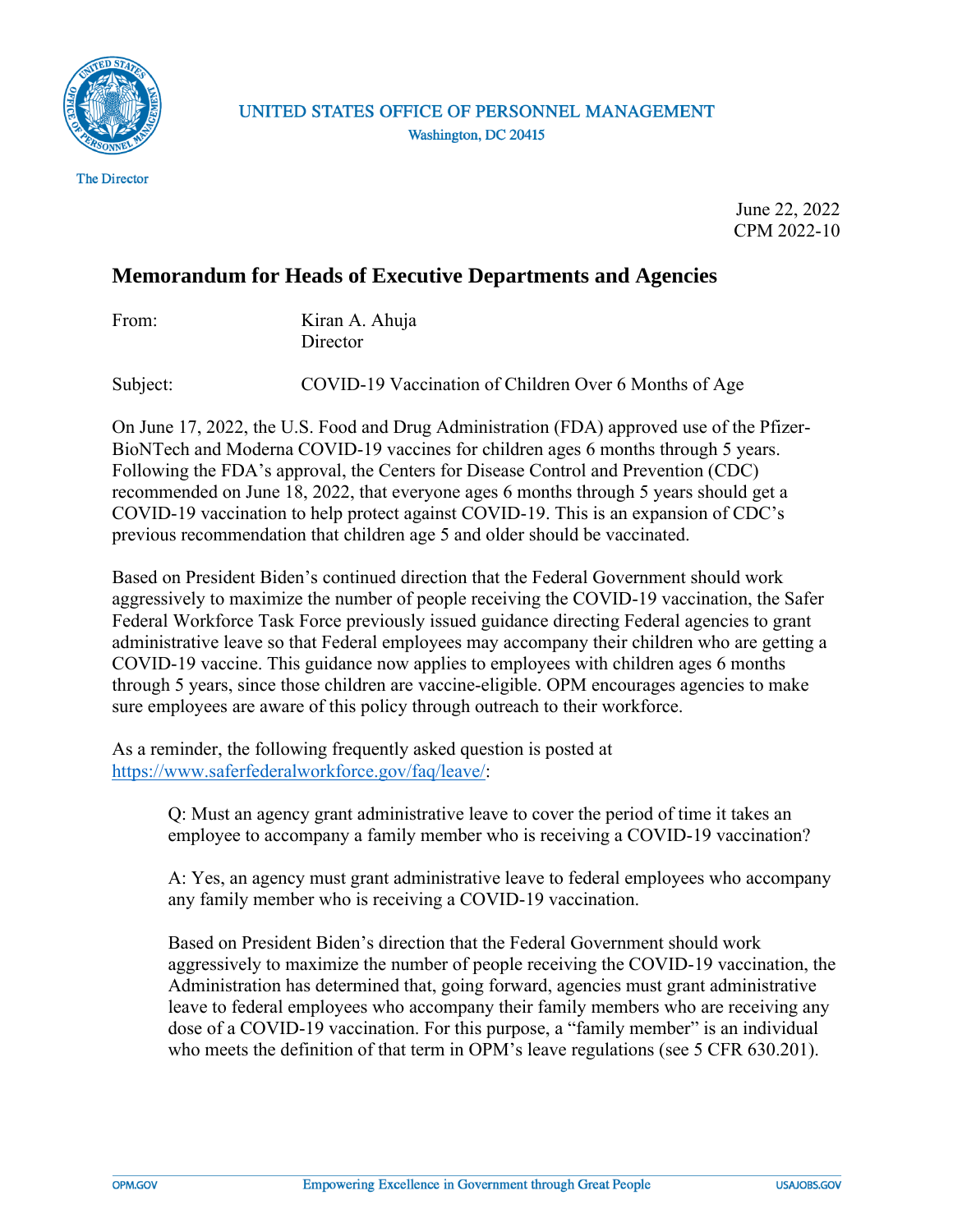UNITED STATES OFFICE OF PERSONNEL MANAGEMENT
Washington, DC 20415

The Director

June 22, 2022
CPM 2022-10

## Memorandum for Heads of Executive Departments and Agencies

From: Kiran A. Ahuja
Director

Subject: COVID-19 Vaccination of Children Over 6 Months of Age

On June 17, 2022, the U.S. Food and Drug Administration (FDA) approved use of the Pfizer-BioNTech and Moderna COVID-19 vaccines for children ages 6 months through 5 years. Following the FDA's approval, the Centers for Disease Control and Prevention (CDC) recommended on June 18, 2022, that everyone ages 6 months through 5 years should get a COVID-19 vaccination to help protect against COVID-19. This is an expansion of CDC's previous recommendation that children age 5 and older should be vaccinated.

Based on President Biden's continued direction that the Federal Government should work aggressively to maximize the number of people receiving the COVID-19 vaccination, the Safer Federal Workforce Task Force previously issued guidance directing Federal agencies to grant administrative leave so that Federal employees may accompany their children who are getting a COVID-19 vaccine. This guidance now applies to employees with children ages 6 months through 5 years, since those children are vaccine-eligible. OPM encourages agencies to make sure employees are aware of this policy through outreach to their workforce.

As a reminder, the following frequently asked question is posted at https://www.saferfederalworkforce.gov/faq/leave/:

> Q: Must an agency grant administrative leave to cover the period of time it takes an employee to accompany a family member who is receiving a COVID-19 vaccination?
>
> A: Yes, an agency must grant administrative leave to federal employees who accompany any family member who is receiving a COVID-19 vaccination.
>
> Based on President Biden's direction that the Federal Government should work aggressively to maximize the number of people receiving the COVID-19 vaccination, the Administration has determined that, going forward, agencies must grant administrative leave to federal employees who accompany their family members who are receiving any dose of a COVID-19 vaccination. For this purpose, a "family member" is an individual who meets the definition of that term in OPM's leave regulations (see 5 CFR 630.201).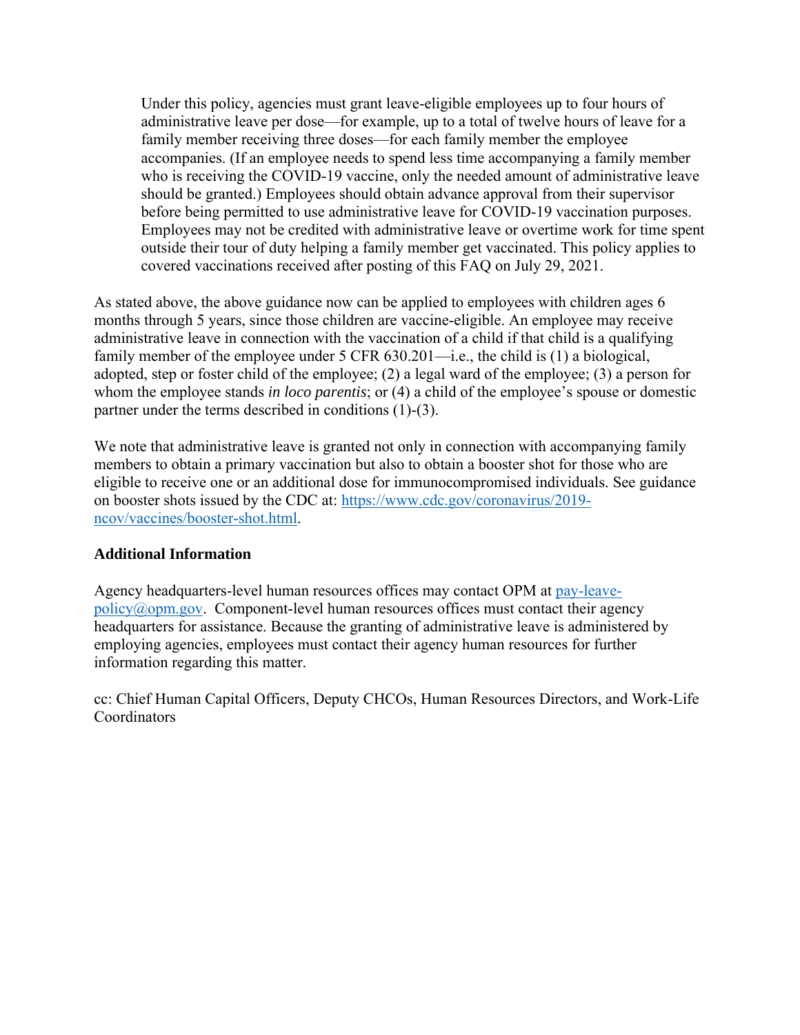> Under this policy, agencies must grant leave-eligible employees up to four hours of administrative leave per dose—for example, up to a total of twelve hours of leave for a family member receiving three doses—for each family member the employee accompanies. (If an employee needs to spend less time accompanying a family member who is receiving the COVID-19 vaccine, only the needed amount of administrative leave should be granted.) Employees should obtain advance approval from their supervisor before being permitted to use administrative leave for COVID-19 vaccination purposes. Employees may not be credited with administrative leave or overtime work for time spent outside their tour of duty helping a family member get vaccinated. This policy applies to covered vaccinations received after posting of this FAQ on July 29, 2021.

As stated above, the above guidance now can be applied to employees with children ages 6 months through 5 years, since those children are vaccine-eligible. An employee may receive administrative leave in connection with the vaccination of a child if that child is a qualifying family member of the employee under 5 CFR 630.201—i.e., the child is (1) a biological, adopted, step or foster child of the employee; (2) a legal ward of the employee; (3) a person for whom the employee stands *in loco parentis*; or (4) a child of the employee's spouse or domestic partner under the terms described in conditions (1)-(3).

We note that administrative leave is granted not only in connection with accompanying family members to obtain a primary vaccination but also to obtain a booster shot for those who are eligible to receive one or an additional dose for immunocompromised individuals. See guidance on booster shots issued by the CDC at: [https://www.cdc.gov/coronavirus/2019-ncov/vaccines/booster-shot.html](https://www.cdc.gov/coronavirus/2019-ncov/vaccines/booster-shot.html).

**Additional Information**

Agency headquarters-level human resources offices may contact OPM at [pay-leave-policy@opm.gov](mailto:pay-leave-policy@opm.gov). Component-level human resources offices must contact their agency headquarters for assistance. Because the granting of administrative leave is administered by employing agencies, employees must contact their agency human resources for further information regarding this matter.

cc: Chief Human Capital Officers, Deputy CHCOs, Human Resources Directors, and Work-Life Coordinators